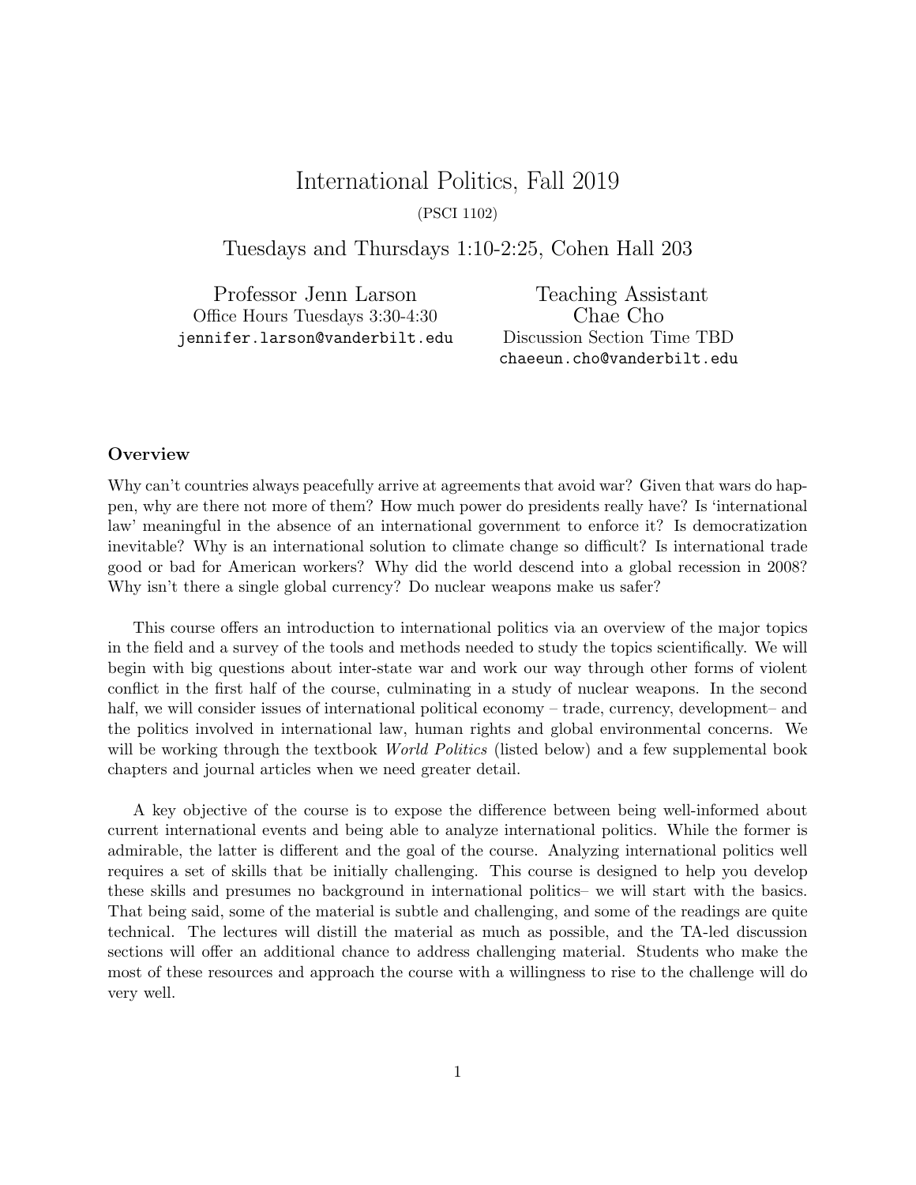# International Politics, Fall 2019

(PSCI 1102)

Tuesdays and Thursdays 1:10-2:25, Cohen Hall 203

Professor Jenn Larson
Office Hours Tuesdays 3:30-4:30
jennifer.larson@vanderbilt.edu

Teaching Assistant
Chae Cho
Discussion Section Time TBD
chaeeun.cho@vanderbilt.edu

### Overview

Why can't countries always peacefully arrive at agreements that avoid war? Given that wars do happen, why are there not more of them? How much power do presidents really have? Is 'international law' meaningful in the absence of an international government to enforce it? Is democratization inevitable? Why is an international solution to climate change so difficult? Is international trade good or bad for American workers? Why did the world descend into a global recession in 2008? Why isn't there a single global currency? Do nuclear weapons make us safer?

This course offers an introduction to international politics via an overview of the major topics in the field and a survey of the tools and methods needed to study the topics scientifically. We will begin with big questions about inter-state war and work our way through other forms of violent conflict in the first half of the course, culminating in a study of nuclear weapons. In the second half, we will consider issues of international political economy – trade, currency, development– and the politics involved in international law, human rights and global environmental concerns. We will be working through the textbook *World Politics* (listed below) and a few supplemental book chapters and journal articles when we need greater detail.

A key objective of the course is to expose the difference between being well-informed about current international events and being able to analyze international politics. While the former is admirable, the latter is different and the goal of the course. Analyzing international politics well requires a set of skills that be initially challenging. This course is designed to help you develop these skills and presumes no background in international politics– we will start with the basics. That being said, some of the material is subtle and challenging, and some of the readings are quite technical. The lectures will distill the material as much as possible, and the TA-led discussion sections will offer an additional chance to address challenging material. Students who make the most of these resources and approach the course with a willingness to rise to the challenge will do very well.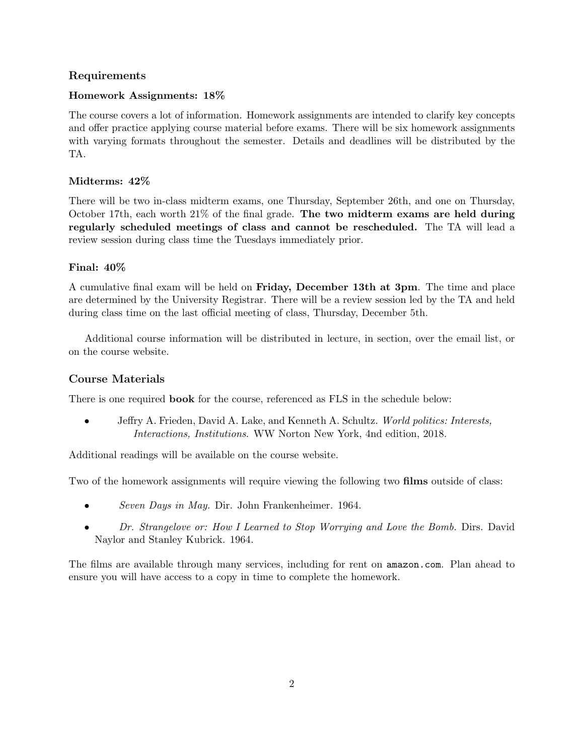## Requirements

### Homework Assignments: 18%

The course covers a lot of information. Homework assignments are intended to clarify key concepts and offer practice applying course material before exams. There will be six homework assignments with varying formats throughout the semester. Details and deadlines will be distributed by the TA.

### Midterms: 42%

There will be two in-class midterm exams, one Thursday, September 26th, and one on Thursday, October 17th, each worth 21% of the final grade. **The two midterm exams are held during regularly scheduled meetings of class and cannot be rescheduled.** The TA will lead a review session during class time the Tuesdays immediately prior.

### Final: 40%

A cumulative final exam will be held on **Friday, December 13th at 3pm**. The time and place are determined by the University Registrar. There will be a review session led by the TA and held during class time on the last official meeting of class, Thursday, December 5th.

Additional course information will be distributed in lecture, in section, over the email list, or on the course website.

## Course Materials

There is one required **book** for the course, referenced as FLS in the schedule below:

- Jeffry A. Frieden, David A. Lake, and Kenneth A. Schultz. *World politics: Interests, Interactions, Institutions.* WW Norton New York, 4nd edition, 2018.

Additional readings will be available on the course website.

Two of the homework assignments will require viewing the following two **films** outside of class:

- *Seven Days in May.* Dir. John Frankenheimer. 1964.
- *Dr. Strangelove or: How I Learned to Stop Worrying and Love the Bomb.* Dirs. David Naylor and Stanley Kubrick. 1964.

The films are available through many services, including for rent on `amazon.com`. Plan ahead to ensure you will have access to a copy in time to complete the homework.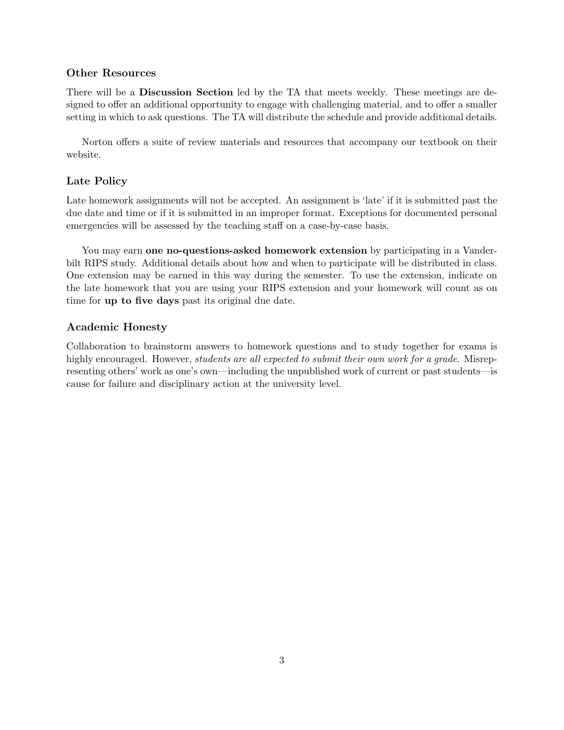### Other Resources

There will be a **Discussion Section** led by the TA that meets weekly. These meetings are designed to offer an additional opportunity to engage with challenging material, and to offer a smaller setting in which to ask questions. The TA will distribute the schedule and provide additional details.

Norton offers a suite of review materials and resources that accompany our textbook on their website.

### Late Policy

Late homework assignments will not be accepted. An assignment is 'late' if it is submitted past the due date and time or if it is submitted in an improper format. Exceptions for documented personal emergencies will be assessed by the teaching staff on a case-by-case basis.

You may earn **one no-questions-asked homework extension** by participating in a Vanderbilt RIPS study. Additional details about how and when to participate will be distributed in class. One extension may be earned in this way during the semester. To use the extension, indicate on the late homework that you are using your RIPS extension and your homework will count as on time for **up to five days** past its original due date.

### Academic Honesty

Collaboration to brainstorm answers to homework questions and to study together for exams is highly encouraged. However, *students are all expected to submit their own work for a grade.* Misrepresenting others' work as one's own—including the unpublished work of current or past students—is cause for failure and disciplinary action at the university level.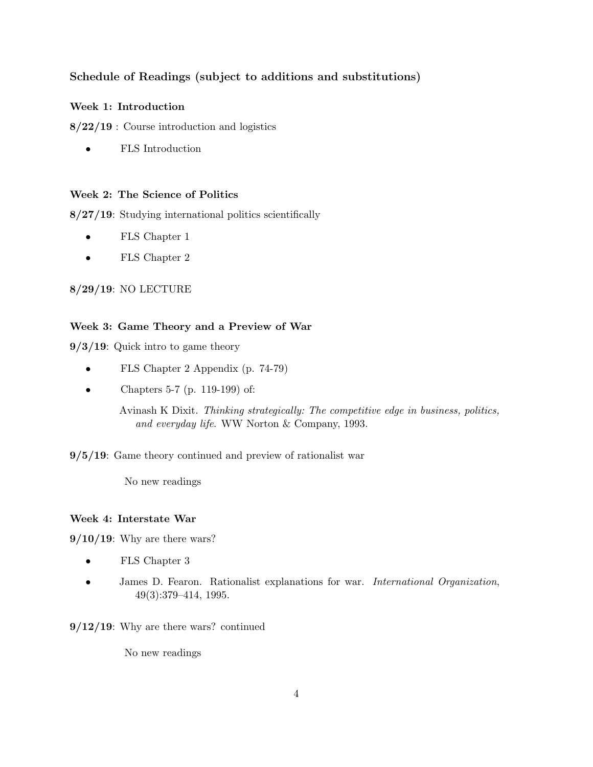## Schedule of Readings (subject to additions and substitutions)

### Week 1: Introduction

**8/22/19** : Course introduction and logistics

- FLS Introduction

### Week 2: The Science of Politics

**8/27/19**: Studying international politics scientifically

- FLS Chapter 1
- FLS Chapter 2

**8/29/19**: NO LECTURE

### Week 3: Game Theory and a Preview of War

**9/3/19**: Quick intro to game theory

- FLS Chapter 2 Appendix (p. 74-79)
- Chapters 5-7 (p. 119-199) of:

  Avinash K Dixit. *Thinking strategically: The competitive edge in business, politics, and everyday life*. WW Norton & Company, 1993.

**9/5/19**: Game theory continued and preview of rationalist war

No new readings

### Week 4: Interstate War

**9/10/19**: Why are there wars?

- FLS Chapter 3
- James D. Fearon. Rationalist explanations for war. *International Organization*, 49(3):379–414, 1995.

**9/12/19**: Why are there wars? continued

No new readings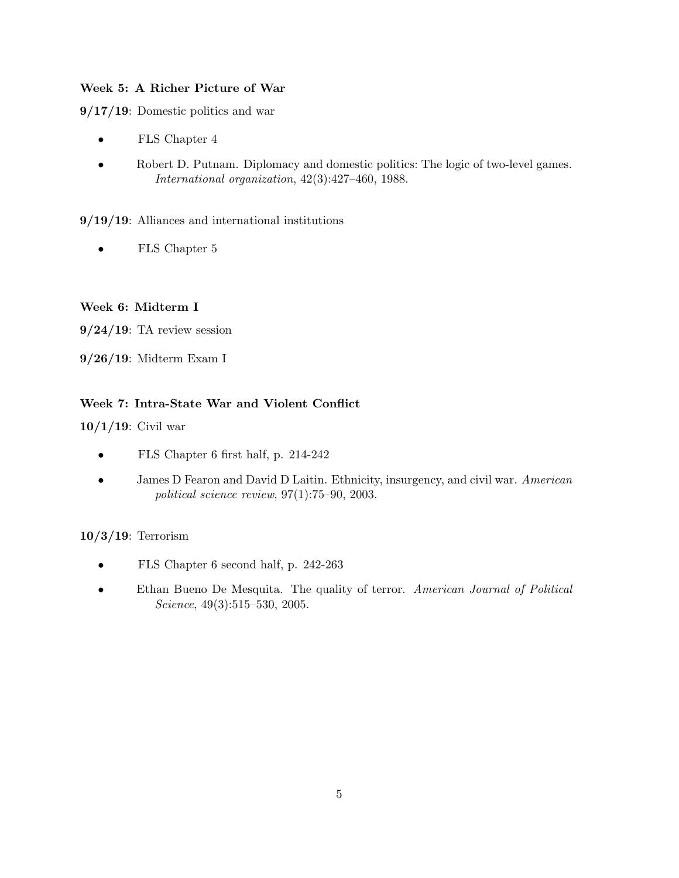**Week 5: A Richer Picture of War**

**9/17/19**: Domestic politics and war

- FLS Chapter 4
- Robert D. Putnam. Diplomacy and domestic politics: The logic of two-level games. *International organization*, 42(3):427–460, 1988.

**9/19/19**: Alliances and international institutions

- FLS Chapter 5

**Week 6: Midterm I**

**9/24/19**: TA review session

**9/26/19**: Midterm Exam I

**Week 7: Intra-State War and Violent Conflict**

**10/1/19**: Civil war

- FLS Chapter 6 first half, p. 214-242
- James D Fearon and David D Laitin. Ethnicity, insurgency, and civil war. *American political science review*, 97(1):75–90, 2003.

**10/3/19**: Terrorism

- FLS Chapter 6 second half, p. 242-263
- Ethan Bueno De Mesquita. The quality of terror. *American Journal of Political Science*, 49(3):515–530, 2005.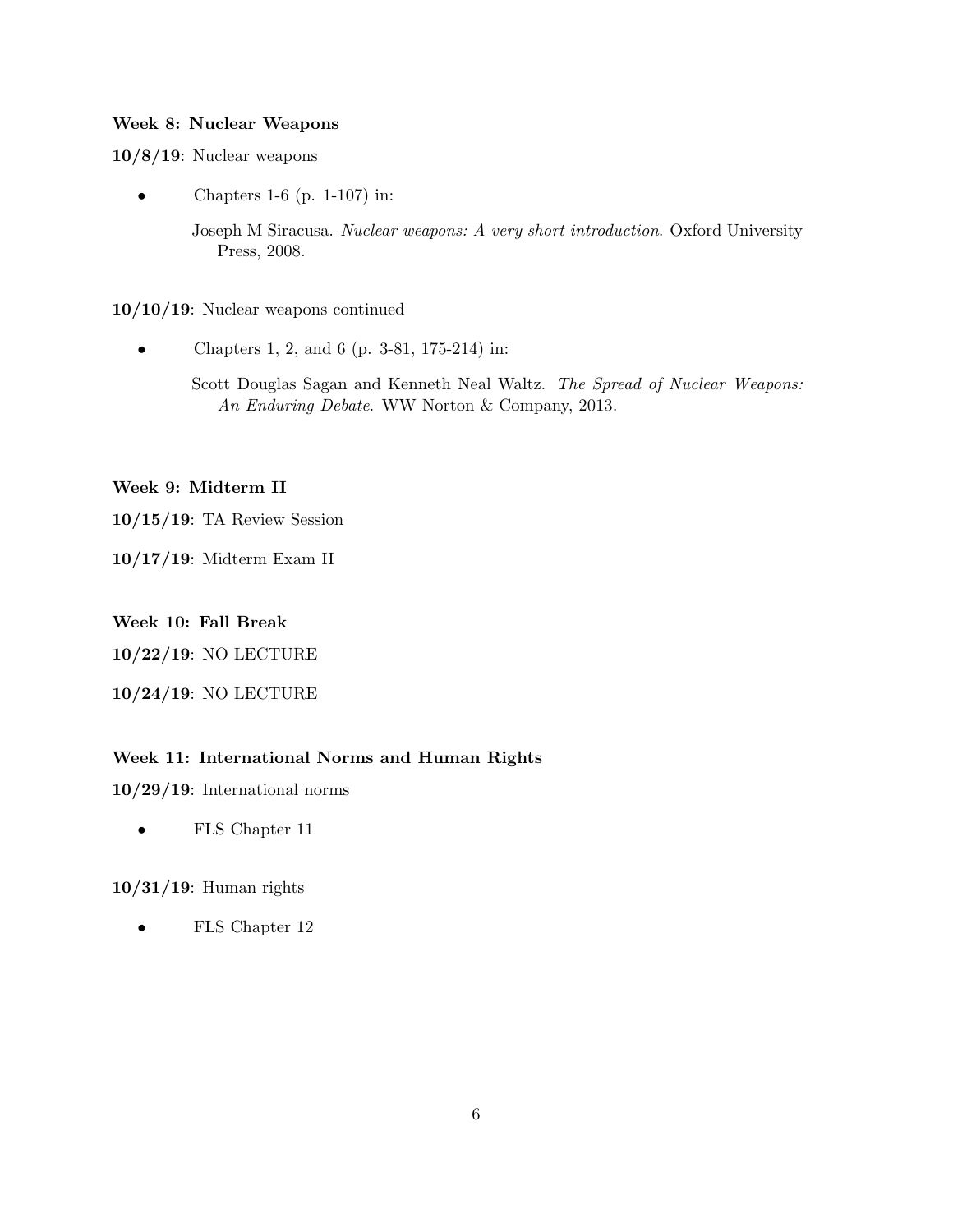### Week 8: Nuclear Weapons

**10/8/19**: Nuclear weapons

- Chapters 1-6 (p. 1-107) in:

  Joseph M Siracusa. *Nuclear weapons: A very short introduction*. Oxford University Press, 2008.

**10/10/19**: Nuclear weapons continued

- Chapters 1, 2, and 6 (p. 3-81, 175-214) in:

  Scott Douglas Sagan and Kenneth Neal Waltz. *The Spread of Nuclear Weapons: An Enduring Debate*. WW Norton & Company, 2013.

### Week 9: Midterm II

**10/15/19**: TA Review Session

**10/17/19**: Midterm Exam II

### Week 10: Fall Break

**10/22/19**: NO LECTURE

**10/24/19**: NO LECTURE

### Week 11: International Norms and Human Rights

**10/29/19**: International norms

- FLS Chapter 11

**10/31/19**: Human rights

- FLS Chapter 12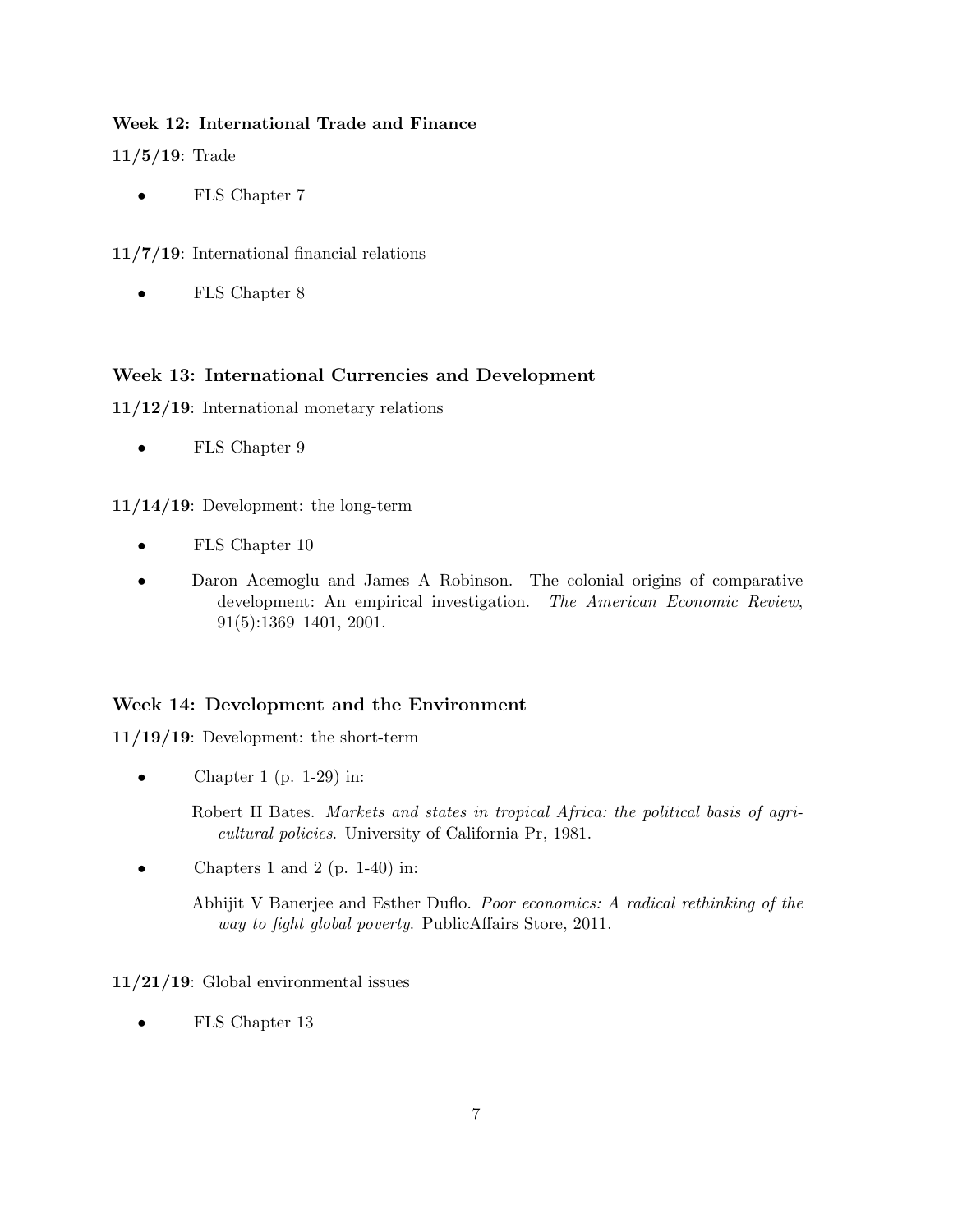### Week 12: International Trade and Finance

**11/5/19**: Trade

- FLS Chapter 7

**11/7/19**: International financial relations

- FLS Chapter 8

### Week 13: International Currencies and Development

**11/12/19**: International monetary relations

- FLS Chapter 9

**11/14/19**: Development: the long-term

- FLS Chapter 10
- Daron Acemoglu and James A Robinson. The colonial origins of comparative development: An empirical investigation. *The American Economic Review*, 91(5):1369–1401, 2001.

### Week 14: Development and the Environment

**11/19/19**: Development: the short-term

- Chapter 1 (p. 1-29) in:

  Robert H Bates. *Markets and states in tropical Africa: the political basis of agricultural policies*. University of California Pr, 1981.

- Chapters 1 and 2 (p. 1-40) in:

  Abhijit V Banerjee and Esther Duflo. *Poor economics: A radical rethinking of the way to fight global poverty*. PublicAffairs Store, 2011.

**11/21/19**: Global environmental issues

- FLS Chapter 13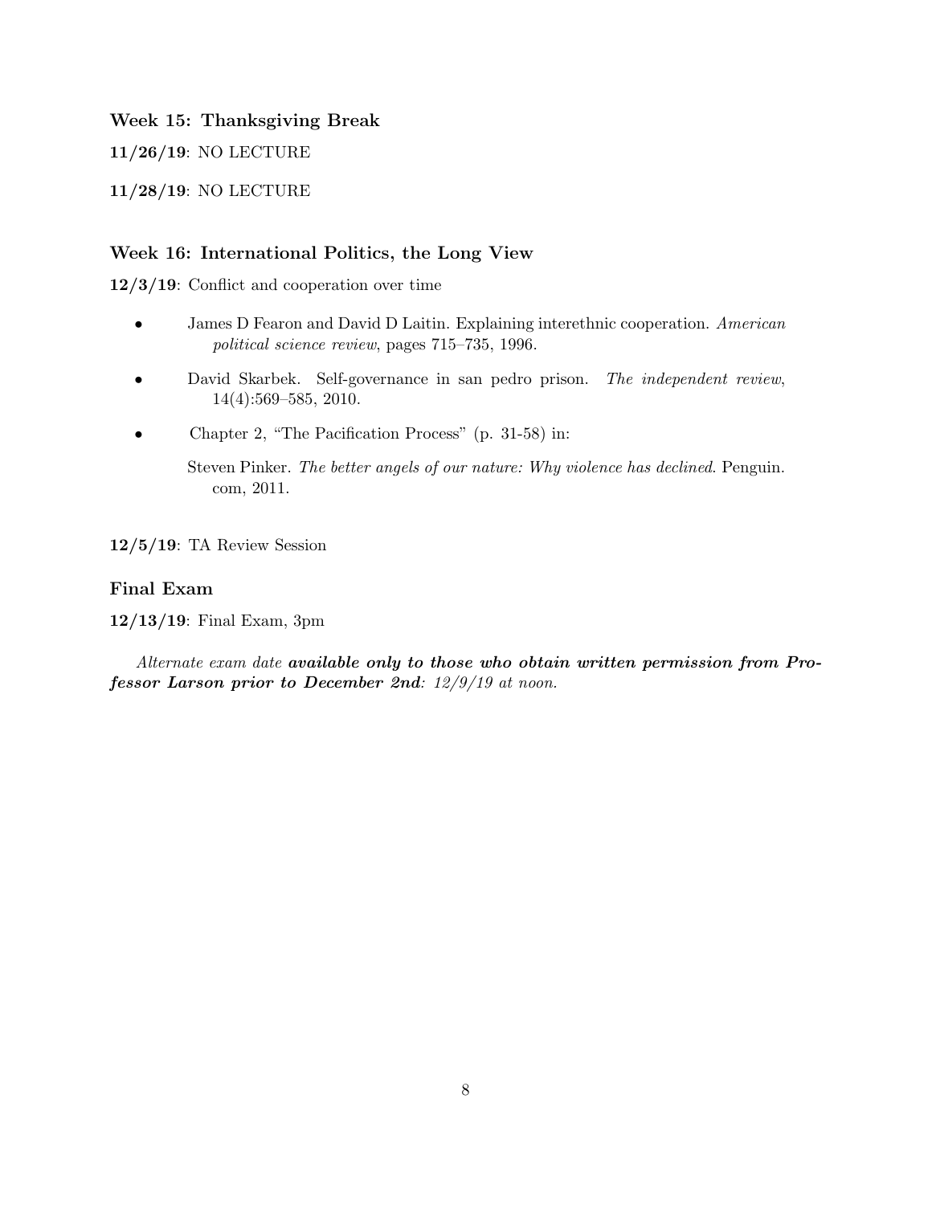### Week 15: Thanksgiving Break

**11/26/19**: NO LECTURE

**11/28/19**: NO LECTURE

### Week 16: International Politics, the Long View

**12/3/19**: Conflict and cooperation over time

- James D Fearon and David D Laitin. Explaining interethnic cooperation. *American political science review*, pages 715–735, 1996.
- David Skarbek. Self-governance in san pedro prison. *The independent review*, 14(4):569–585, 2010.
- Chapter 2, "The Pacification Process" (p. 31-58) in:

  Steven Pinker. *The better angels of our nature: Why violence has declined*. Penguin. com, 2011.

**12/5/19**: TA Review Session

### Final Exam

**12/13/19**: Final Exam, 3pm

*Alternate exam date* ***available only to those who obtain written permission from Professor Larson prior to December 2nd****: 12/9/19 at noon.*